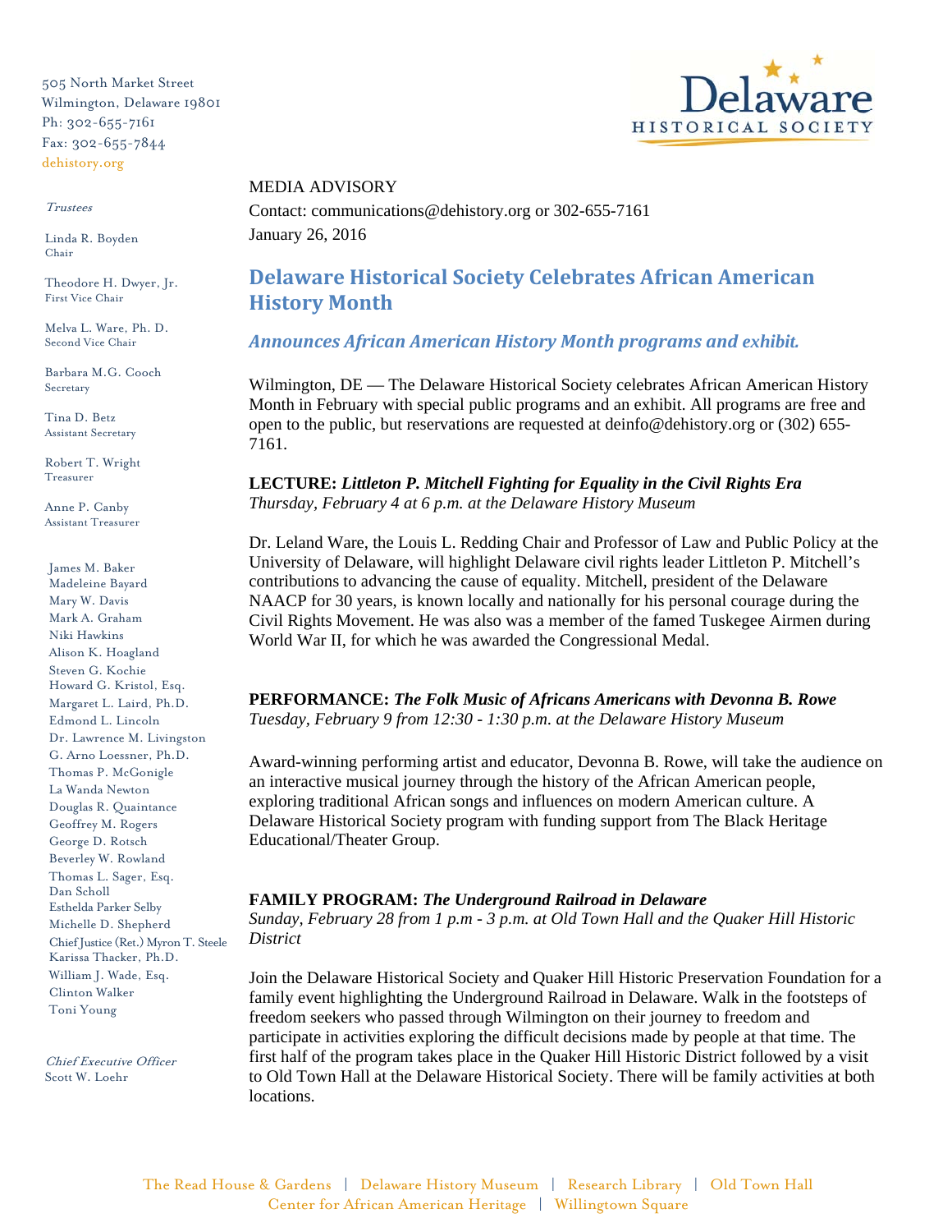505 North Market Street
Wilmington, Delaware 19801
Ph: 302-655-7161
Fax: 302-655-7844
dehistory.org

*Trustees*

Linda R. Boyden
Chair

Theodore H. Dwyer, Jr.
First Vice Chair

Melva L. Ware, Ph. D.
Second Vice Chair

Barbara M.G. Cooch
Secretary

Tina D. Betz
Assistant Secretary

Robert T. Wright
Treasurer

Anne P. Canby
Assistant Treasurer

James M. Baker
Madeleine Bayard
Mary W. Davis
Mark A. Graham
Niki Hawkins
Alison K. Hoagland
Steven G. Kochie
Howard G. Kristol, Esq.
Margaret L. Laird, Ph.D.
Edmond L. Lincoln
Dr. Lawrence M. Livingston
G. Arno Loessner, Ph.D.
Thomas P. McGonigle
La Wanda Newton
Douglas R. Quaintance
Geoffrey M. Rogers
George D. Rotsch
Beverley W. Rowland
Thomas L. Sager, Esq.
Dan Scholl
Esthelda Parker Selby
Michelle D. Shepherd
Chief Justice (Ret.) Myron T. Steele
Karissa Thacker, Ph.D.
William J. Wade, Esq.
Clinton Walker
Toni Young

*Chief Executive Officer*
Scott W. Loehr

Delaware HISTORICAL SOCIETY

MEDIA ADVISORY
Contact: communications@dehistory.org or 302-655-7161
January 26, 2016

## Delaware Historical Society Celebrates African American History Month

### *Announces African American History Month programs and exhibit.*

Wilmington, DE — The Delaware Historical Society celebrates African American History Month in February with special public programs and an exhibit. All programs are free and open to the public, but reservations are requested at deinfo@dehistory.org or (302) 655-7161.

**LECTURE: *Littleton P. Mitchell Fighting for Equality in the Civil Rights Era***
*Thursday, February 4 at 6 p.m. at the Delaware History Museum*

Dr. Leland Ware, the Louis L. Redding Chair and Professor of Law and Public Policy at the University of Delaware, will highlight Delaware civil rights leader Littleton P. Mitchell's contributions to advancing the cause of equality. Mitchell, president of the Delaware NAACP for 30 years, is known locally and nationally for his personal courage during the Civil Rights Movement. He was also was a member of the famed Tuskegee Airmen during World War II, for which he was awarded the Congressional Medal.

**PERFORMANCE: *The Folk Music of Africans Americans with Devonna B. Rowe***
*Tuesday, February 9 from 12:30 - 1:30 p.m. at the Delaware History Museum*

Award-winning performing artist and educator, Devonna B. Rowe, will take the audience on an interactive musical journey through the history of the African American people, exploring traditional African songs and influences on modern American culture. A Delaware Historical Society program with funding support from The Black Heritage Educational/Theater Group.

**FAMILY PROGRAM: *The Underground Railroad in Delaware***
*Sunday, February 28 from 1 p.m - 3 p.m. at Old Town Hall and the Quaker Hill Historic District*

Join the Delaware Historical Society and Quaker Hill Historic Preservation Foundation for a family event highlighting the Underground Railroad in Delaware. Walk in the footsteps of freedom seekers who passed through Wilmington on their journey to freedom and participate in activities exploring the difficult decisions made by people at that time. The first half of the program takes place in the Quaker Hill Historic District followed by a visit to Old Town Hall at the Delaware Historical Society. There will be family activities at both locations.

The Read House & Gardens | Delaware History Museum | Research Library | Old Town Hall
Center for African American Heritage | Willingtown Square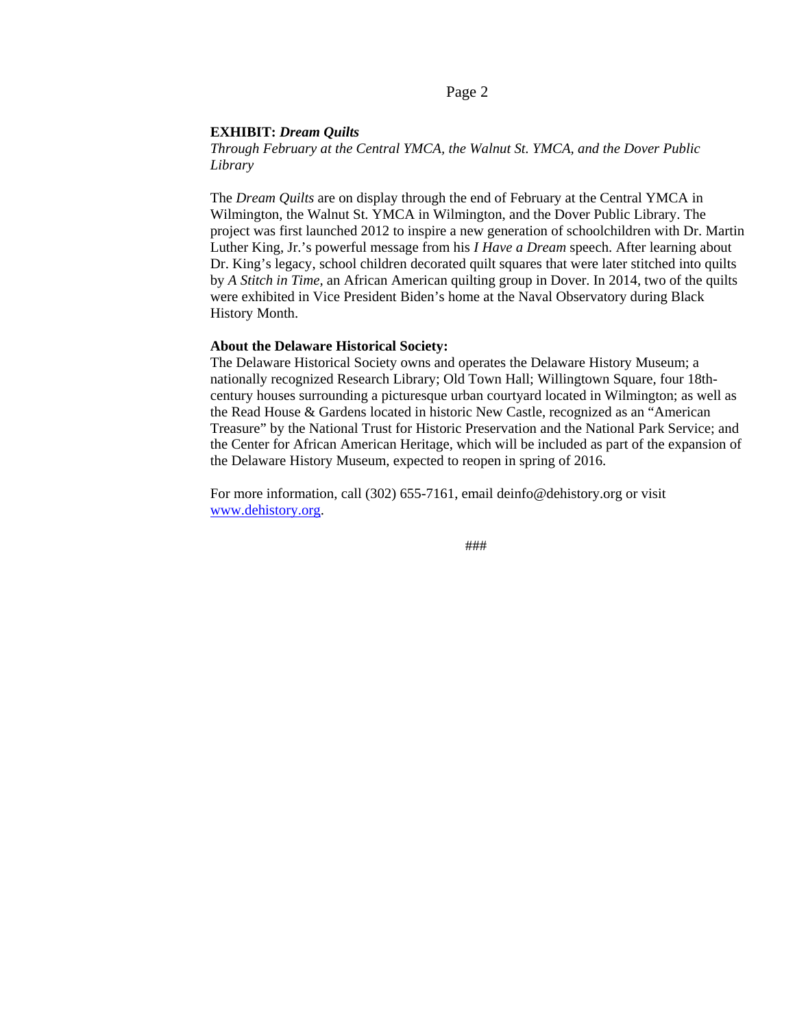**EXHIBIT:** ***Dream Quilts***

*Through February at the Central YMCA, the Walnut St. YMCA, and the Dover Public Library*

The *Dream Quilts* are on display through the end of February at the Central YMCA in Wilmington, the Walnut St. YMCA in Wilmington, and the Dover Public Library. The project was first launched 2012 to inspire a new generation of schoolchildren with Dr. Martin Luther King, Jr.'s powerful message from his *I Have a Dream* speech. After learning about Dr. King's legacy, school children decorated quilt squares that were later stitched into quilts by *A Stitch in Time,* an African American quilting group in Dover. In 2014, two of the quilts were exhibited in Vice President Biden's home at the Naval Observatory during Black History Month.

**About the Delaware Historical Society:**

The Delaware Historical Society owns and operates the Delaware History Museum; a nationally recognized Research Library; Old Town Hall; Willingtown Square, four 18th-century houses surrounding a picturesque urban courtyard located in Wilmington; as well as the Read House & Gardens located in historic New Castle, recognized as an "American Treasure" by the National Trust for Historic Preservation and the National Park Service; and the Center for African American Heritage, which will be included as part of the expansion of the Delaware History Museum, expected to reopen in spring of 2016.

For more information, call (302) 655-7161, email deinfo@dehistory.org or visit www.dehistory.org.

###